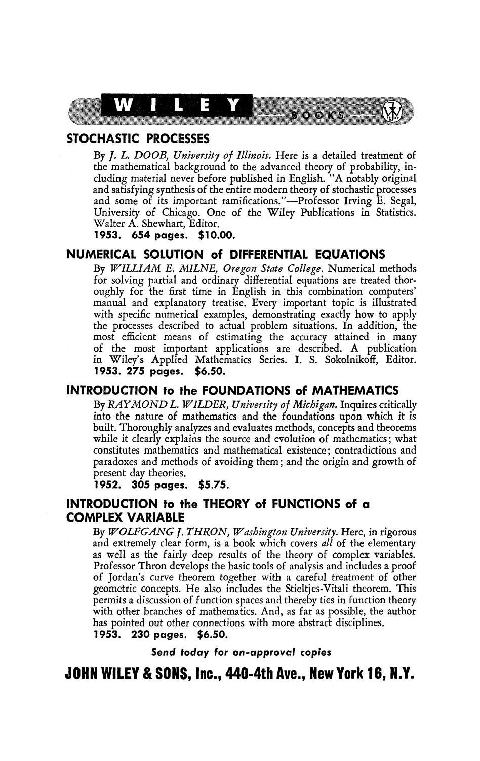# WILEY BOOKS

## STOCHASTIC PROCESSES

By *J. L. DOOB, University of Illinois.* Here is a detailed treatment of the mathematical background to the advanced theory of probability, including material never before published in English. "A notably original and satisfying synthesis of the entire modern theory of stochastic processes and some of its important ramifications."—Professor Irving E. Segal, University of Chicago. One of the Wiley Publications in Statistics. Walter A. Shewhart, Editor.

**1953. 654 pages. $10.00.**

## NUMERICAL SOLUTION of DIFFERENTIAL EQUATIONS

By *WILLIAM E. MILNE, Oregon State College.* Numerical methods for solving partial and ordinary differential equations are treated thoroughly for the first time in English in this combination computers' manual and explanatory treatise. Every important topic is illustrated with specific numerical examples, demonstrating exactly how to apply the processes described to actual problem situations. In addition, the most efficient means of estimating the accuracy attained in many of the most important applications are described. A publication in Wiley's Applied Mathematics Series. I. S. Sokolnikoff, Editor.

**1953. 275 pages. $6.50.**

## INTRODUCTION to the FOUNDATIONS of MATHEMATICS

By *RAYMOND L. WILDER, University of Michigan.* Inquires critically into the nature of mathematics and the foundations upon which it is built. Thoroughly analyzes and evaluates methods, concepts and theorems while it clearly explains the source and evolution of mathematics; what constitutes mathematics and mathematical existence; contradictions and paradoxes and methods of avoiding them; and the origin and growth of present day theories.

**1952. 305 pages. $5.75.**

## INTRODUCTION to the THEORY of FUNCTIONS of a COMPLEX VARIABLE

By *WOLFGANG J. THRON, Washington University.* Here, in rigorous and extremely clear form, is a book which covers *all* of the elementary as well as the fairly deep results of the theory of complex variables. Professor Thron develops the basic tools of analysis and includes a proof of Jordan's curve theorem together with a careful treatment of other geometric concepts. He also includes the Stieltjes-Vitali theorem. This permits a discussion of function spaces and thereby ties in function theory with other branches of mathematics. And, as far as possible, the author has pointed out other connections with more abstract disciplines.

**1953. 230 pages. $6.50.**

***Send today for on-approval copies***

**JOHN WILEY & SONS, Inc., 440-4th Ave., New York 16, N.Y.**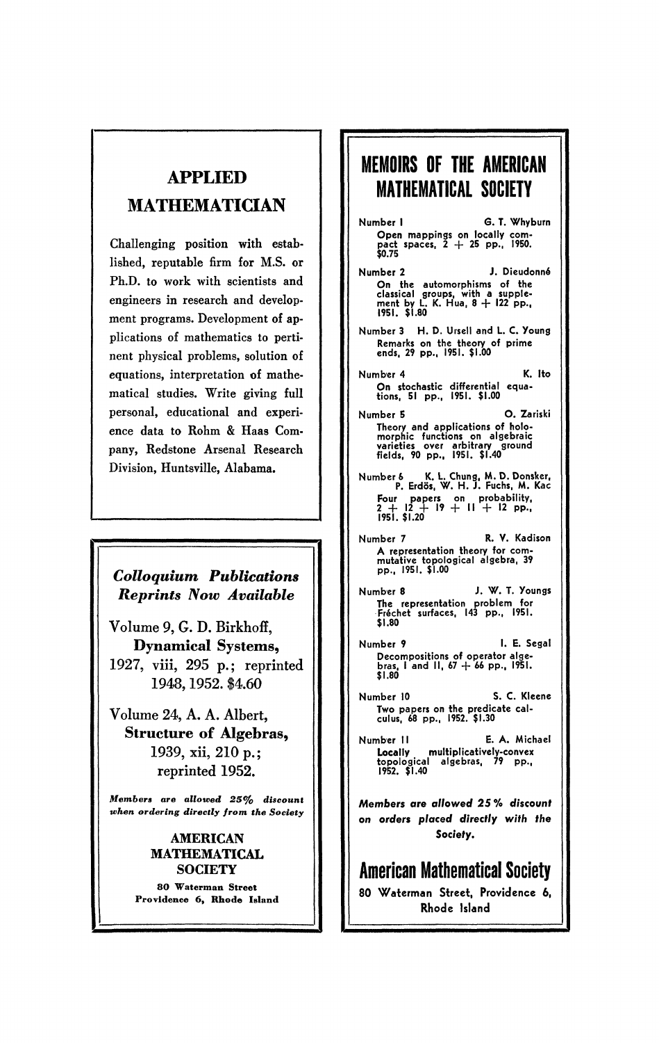## APPLIED MATHEMATICIAN

Challenging position with established, reputable firm for M.S. or Ph.D. to work with scientists and engineers in research and development programs. Development of applications of mathematics to pertinent physical problems, solution of equations, interpretation of mathematical studies. Write giving full personal, educational and experience data to Rohm & Haas Company, Redstone Arsenal Research Division, Huntsville, Alabama.

---

## *Colloquium Publications Reprints Now Available*

Volume 9, G. D. Birkhoff,
**Dynamical Systems,**
1927, viii, 295 p.; reprinted 1948, 1952. $4.60

Volume 24, A. A. Albert,
**Structure of Algebras,**
1939, xii, 210 p.;
reprinted 1952.

*Members are allowed 25% discount when ordering directly from the Society*

**AMERICAN MATHEMATICAL SOCIETY**
80 Waterman Street
Providence 6, Rhode Island

---

## MEMOIRS OF THE AMERICAN MATHEMATICAL SOCIETY

Number 1 — G. T. Whyburn
Open mappings on locally compact spaces, 2 + 25 pp., 1950. $0.75

Number 2 — J. Dieudonné
On the automorphisms of the classical groups, with a supplement by L. K. Hua, 8 + 122 pp., 1951. $1.80

Number 3 — H. D. Ursell and L. C. Young
Remarks on the theory of prime ends, 29 pp., 1951. $1.00

Number 4 — K. Ito
On stochastic differential equations, 51 pp., 1951. $1.00

Number 5 — O. Zariski
Theory and applications of holomorphic functions on algebraic varieties over arbitrary ground fields, 90 pp., 1951. $1.40

Number 6 — K. L. Chung, M. D. Donsker, P. Erdös, W. H. J. Fuchs, M. Kac
Four papers on probability, 2 + 12 + 19 + 11 + 12 pp., 1951. $1.20

Number 7 — R. V. Kadison
A representation theory for commutative topological algebra, 39 pp., 1951. $1.00

Number 8 — J. W. T. Youngs
The representation problem for Fréchet surfaces, 143 pp., 1951. $1.80

Number 9 — I. E. Segal
Decompositions of operator algebras, I and II, 67 + 66 pp., 1951. $1.80

Number 10 — S. C. Kleene
Two papers on the predicate calculus, 68 pp., 1952. $1.30

Number 11 — E. A. Michael
Locally multiplicatively-convex topological algebras, 79 pp., 1952. $1.40

***Members are allowed 25% discount on orders placed directly with the Society.***

**American Mathematical Society**
80 Waterman Street, Providence 6, Rhode Island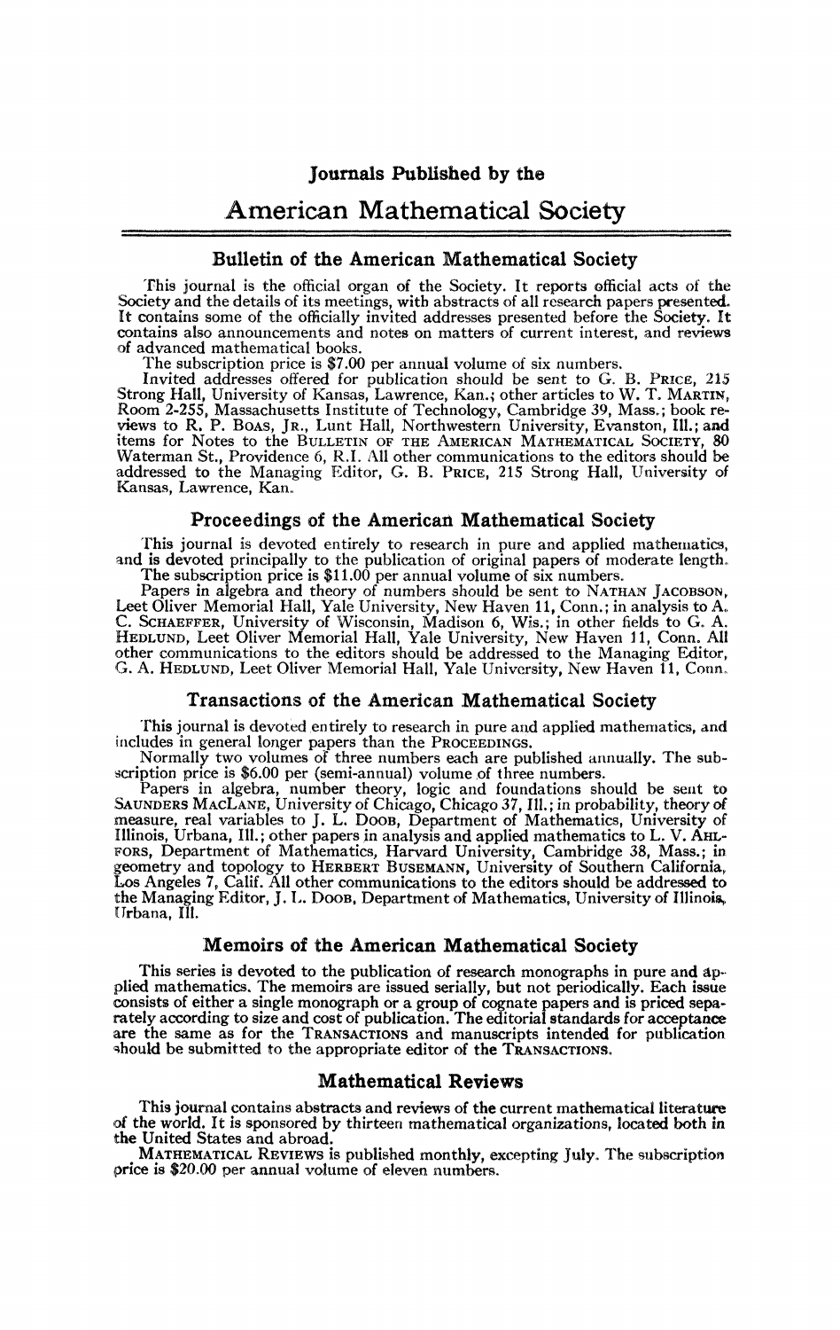# Journals Published by the

# American Mathematical Society

## Bulletin of the American Mathematical Society

This journal is the official organ of the Society. It reports official acts of the Society and the details of its meetings, with abstracts of all research papers presented. It contains some of the officially invited addresses presented before the Society. It contains also announcements and notes on matters of current interest, and reviews of advanced mathematical books.

The subscription price is $7.00 per annual volume of six numbers.

Invited addresses offered for publication should be sent to G. B. PRICE, 215 Strong Hall, University of Kansas, Lawrence, Kan.; other articles to W. T. MARTIN, Room 2-255, Massachusetts Institute of Technology, Cambridge 39, Mass.; book reviews to R. P. BOAS, JR., Lunt Hall, Northwestern University, Evanston, Ill.; and items for Notes to the BULLETIN OF THE AMERICAN MATHEMATICAL SOCIETY, 80 Waterman St., Providence 6, R.I. All other communications to the editors should be addressed to the Managing Editor, G. B. PRICE, 215 Strong Hall, University of Kansas, Lawrence, Kan.

## Proceedings of the American Mathematical Society

This journal is devoted entirely to research in pure and applied mathematics, and is devoted principally to the publication of original papers of moderate length.

The subscription price is $11.00 per annual volume of six numbers.

Papers in algebra and theory of numbers should be sent to NATHAN JACOBSON, Leet Oliver Memorial Hall, Yale University, New Haven 11, Conn.; in analysis to A. C. SCHAEFFER, University of Wisconsin, Madison 6, Wis.; in other fields to G. A. HEDLUND, Leet Oliver Memorial Hall, Yale University, New Haven 11, Conn. All other communications to the editors should be addressed to the Managing Editor, G. A. HEDLUND, Leet Oliver Memorial Hall, Yale University, New Haven 11, Conn.

## Transactions of the American Mathematical Society

This journal is devoted entirely to research in pure and applied mathematics, and includes in general longer papers than the PROCEEDINGS.

Normally two volumes of three numbers each are published annually. The subscription price is $6.00 per (semi-annual) volume of three numbers.

Papers in algebra, number theory, logic and foundations should be sent to SAUNDERS MACLANE, University of Chicago, Chicago 37, Ill.; in probability, theory of measure, real variables to J. L. DOOB, Department of Mathematics, University of Illinois, Urbana, Ill.; other papers in analysis and applied mathematics to L. V. AHLFORS, Department of Mathematics, Harvard University, Cambridge 38, Mass.; in geometry and topology to HERBERT BUSEMANN, University of Southern California, Los Angeles 7, Calif. All other communications to the editors should be addressed to the Managing Editor, J. L. DOOB, Department of Mathematics, University of Illinois, Urbana, Ill.

## Memoirs of the American Mathematical Society

This series is devoted to the publication of research monographs in pure and applied mathematics. The memoirs are issued serially, but not periodically. Each issue consists of either a single monograph or a group of cognate papers and is priced separately according to size and cost of publication. The editorial standards for acceptance are the same as for the TRANSACTIONS and manuscripts intended for publication should be submitted to the appropriate editor of the TRANSACTIONS.

## Mathematical Reviews

This journal contains abstracts and reviews of the current mathematical literature of the world. It is sponsored by thirteen mathematical organizations, located both in the United States and abroad.

MATHEMATICAL REVIEWS is published monthly, excepting July. The subscription price is $20.00 per annual volume of eleven numbers.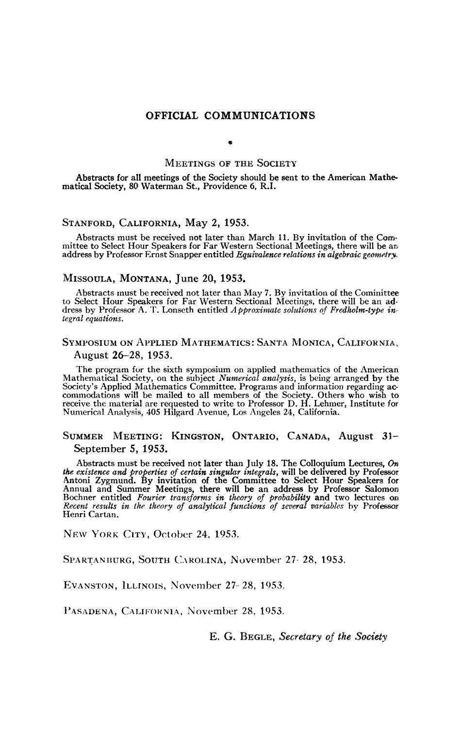# OFFICIAL COMMUNICATIONS

## MEETINGS OF THE SOCIETY

Abstracts for all meetings of the Society should be sent to the American Mathematical Society, 80 Waterman St., Providence 6, R.I.

### STANFORD, CALIFORNIA, May 2, 1953.

Abstracts must be received not later than March 11. By invitation of the Committee to Select Hour Speakers for Far Western Sectional Meetings, there will be an address by Professor Ernst Snapper entitled *Equivalence relations in algebraic geometry*.

### MISSOULA, MONTANA, June 20, 1953.

Abstracts must be received not later than May 7. By invitation of the Committee to Select Hour Speakers for Far Western Sectional Meetings, there will be an address by Professor A. T. Lonseth entitled *Approximate solutions of Fredholm-type integral equations*.

### SYMPOSIUM ON APPLIED MATHEMATICS: SANTA MONICA, CALIFORNIA, August 26–28, 1953.

The program for the sixth symposium on applied mathematics of the American Mathematical Society, on the subject *Numerical analysis*, is being arranged by the Society's Applied Mathematics Committee. Programs and information regarding accommodations will be mailed to all members of the Society. Others who wish to receive the material are requested to write to Professor D. H. Lehmer, Institute for Numerical Analysis, 405 Hilgard Avenue, Los Angeles 24, California.

### SUMMER MEETING: KINGSTON, ONTARIO, CANADA, August 31–September 5, 1953.

Abstracts must be received not later than July 18. The Colloquium Lectures, *On the existence and properties of certain singular integrals*, will be delivered by Professor Antoni Zygmund. By invitation of the Committee to Select Hour Speakers for Annual and Summer Meetings, there will be an address by Professor Salomon Bochner entitled *Fourier transforms in theory of probability* and two lectures on *Recent results in the theory of analytical functions of several variables* by Professor Henri Cartan.

### NEW YORK CITY, October 24, 1953.

### SPARTANBURG, SOUTH CAROLINA, November 27–28, 1953.

### EVANSTON, ILLINOIS, November 27–28, 1953.

### PASADENA, CALIFORNIA, November 28, 1953.

E. G. BEGLE, *Secretary of the Society*